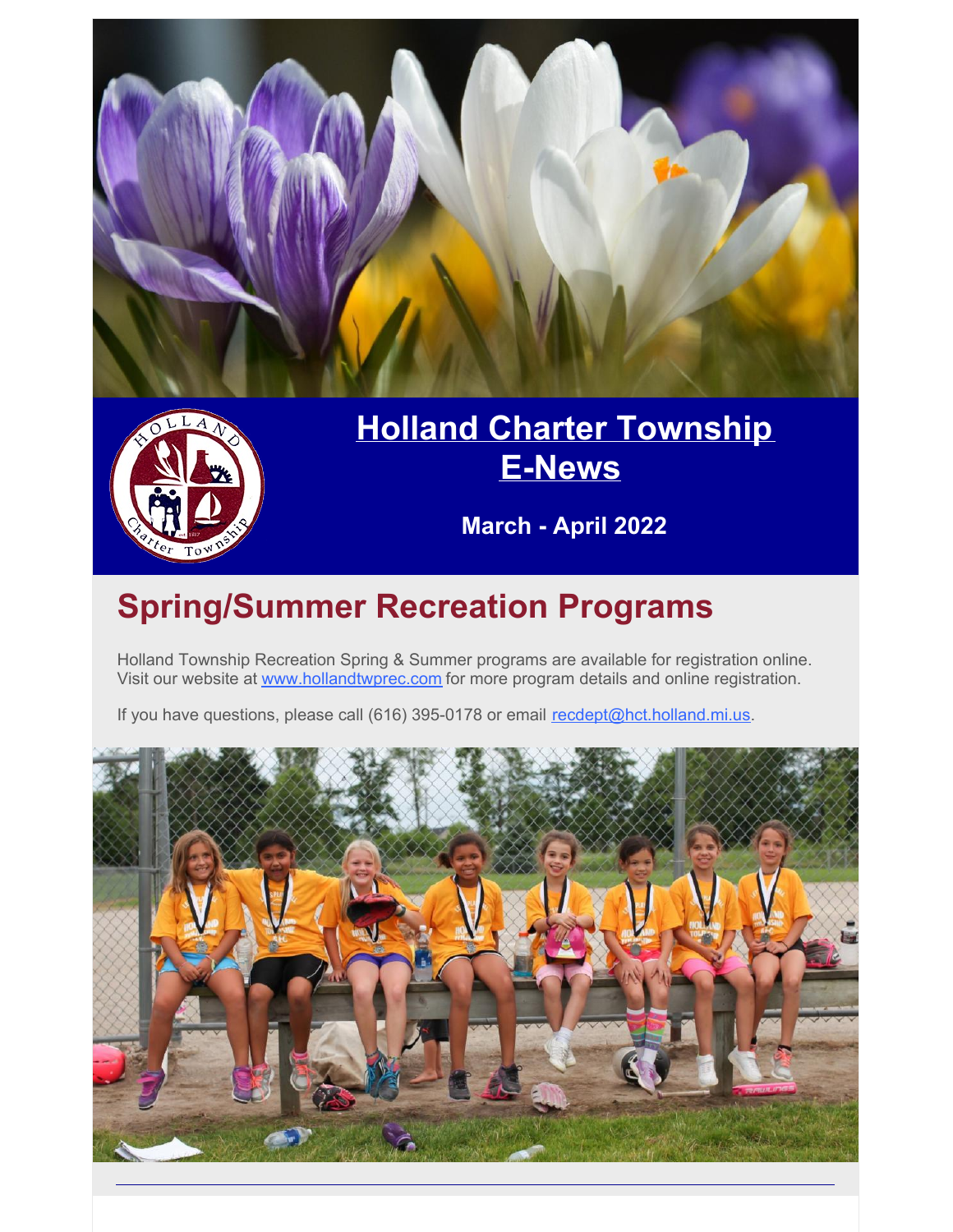# Holland Charter Township E-News

**March - April 2022**

## Spring/Summer Recreation Programs

Holland Township Recreation Spring & Summer programs are available for registration online. Visit our website at www.hollandtwprec.com for more program details and online registration.

If you have questions, please call (616) 395-0178 or email recdept@hct.holland.mi.us.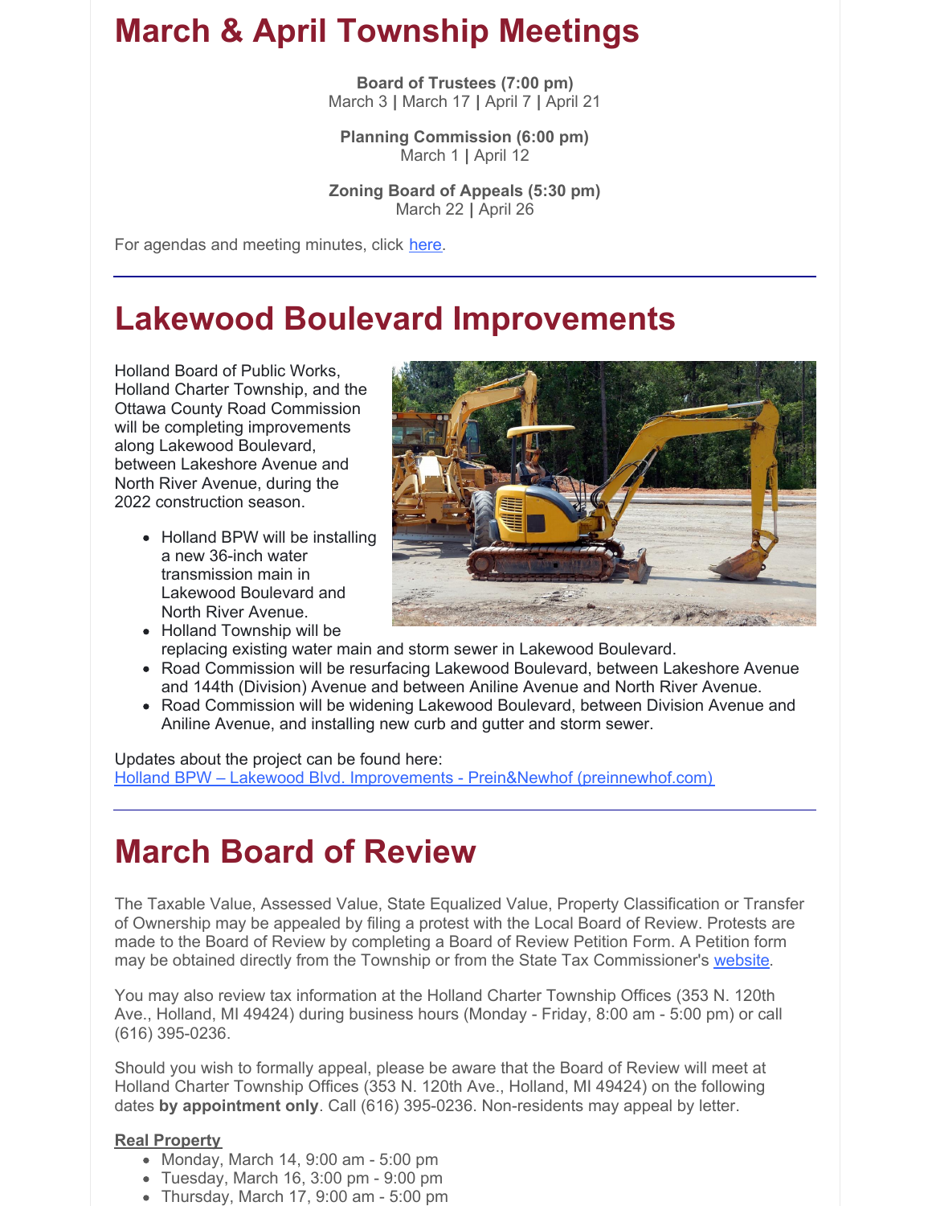# March & April Township Meetings

**Board of Trustees (7:00 pm)**
March 3 **|** March 17 **|** April 7 **|** April 21

**Planning Commission (6:00 pm)**
March 1 **|** April 12

**Zoning Board of Appeals (5:30 pm)**
March 22 **|** April 26

For agendas and meeting minutes, click here.

---

# Lakewood Boulevard Improvements

Holland Board of Public Works, Holland Charter Township, and the Ottawa County Road Commission will be completing improvements along Lakewood Boulevard, between Lakeshore Avenue and North River Avenue, during the 2022 construction season.

- Holland BPW will be installing a new 36-inch water transmission main in Lakewood Boulevard and North River Avenue.
- Holland Township will be replacing existing water main and storm sewer in Lakewood Boulevard.
- Road Commission will be resurfacing Lakewood Boulevard, between Lakeshore Avenue and 144th (Division) Avenue and between Aniline Avenue and North River Avenue.
- Road Commission will be widening Lakewood Boulevard, between Division Avenue and Aniline Avenue, and installing new curb and gutter and storm sewer.

Updates about the project can be found here:
Holland BPW – Lakewood Blvd. Improvements - Prein&Newhof (preinnewhof.com)

---

# March Board of Review

The Taxable Value, Assessed Value, State Equalized Value, Property Classification or Transfer of Ownership may be appealed by filing a protest with the Local Board of Review. Protests are made to the Board of Review by completing a Board of Review Petition Form. A Petition form may be obtained directly from the Township or from the State Tax Commissioner's website.

You may also review tax information at the Holland Charter Township Offices (353 N. 120th Ave., Holland, MI 49424) during business hours (Monday - Friday, 8:00 am - 5:00 pm) or call (616) 395-0236.

Should you wish to formally appeal, please be aware that the Board of Review will meet at Holland Charter Township Offices (353 N. 120th Ave., Holland, MI 49424) on the following dates **by appointment only**. Call (616) 395-0236. Non-residents may appeal by letter.

**Real Property**

- Monday, March 14, 9:00 am - 5:00 pm
- Tuesday, March 16, 3:00 pm - 9:00 pm
- Thursday, March 17, 9:00 am - 5:00 pm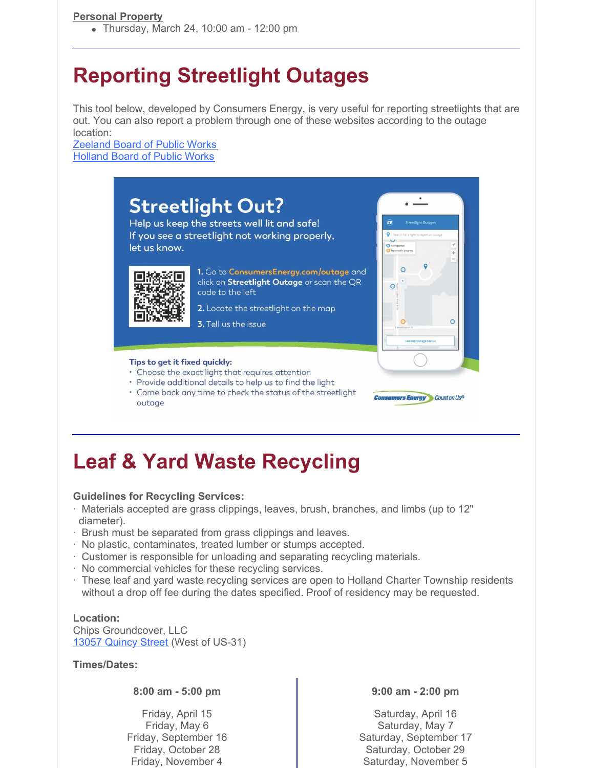**Personal Property**

- Thursday, March 24, 10:00 am - 12:00 pm

---

# Reporting Streetlight Outages

This tool below, developed by Consumers Energy, is very useful for reporting streetlights that are out. You can also report a problem through one of these websites according to the outage location:
Zeeland Board of Public Works
Holland Board of Public Works

## Streetlight Out?

Help us keep the streets well lit and safe!
If you see a streetlight not working properly, let us know.

1. Go to **ConsumersEnergy.com/outage** and click on **Streetlight Outage** *or* scan the QR code to the left
2. Locate the streetlight on the map
3. Tell us the issue

**Tips to get it fixed quickly:**

- Choose the exact light that requires attention
- Provide additional details to help us to find the light
- Come back any time to check the status of the streetlight outage

Consumers Energy Count on Us®

---

# Leaf & Yard Waste Recycling

**Guidelines for Recycling Services:**

- Materials accepted are grass clippings, leaves, brush, branches, and limbs (up to 12" diameter).
- Brush must be separated from grass clippings and leaves.
- No plastic, contaminates, treated lumber or stumps accepted.
- Customer is responsible for unloading and separating recycling materials.
- No commercial vehicles for these recycling services.
- These leaf and yard waste recycling services are open to Holland Charter Township residents without a drop off fee during the dates specified. Proof of residency may be requested.

**Location:**
Chips Groundcover, LLC
13057 Quincy Street (West of US-31)

**Times/Dates:**

| 8:00 am - 5:00 pm | 9:00 am - 2:00 pm |
| --- | --- |
| Friday, April 15 | Saturday, April 16 |
| Friday, May 6 | Saturday, May 7 |
| Friday, September 16 | Saturday, September 17 |
| Friday, October 28 | Saturday, October 29 |
| Friday, November 4 | Saturday, November 5 |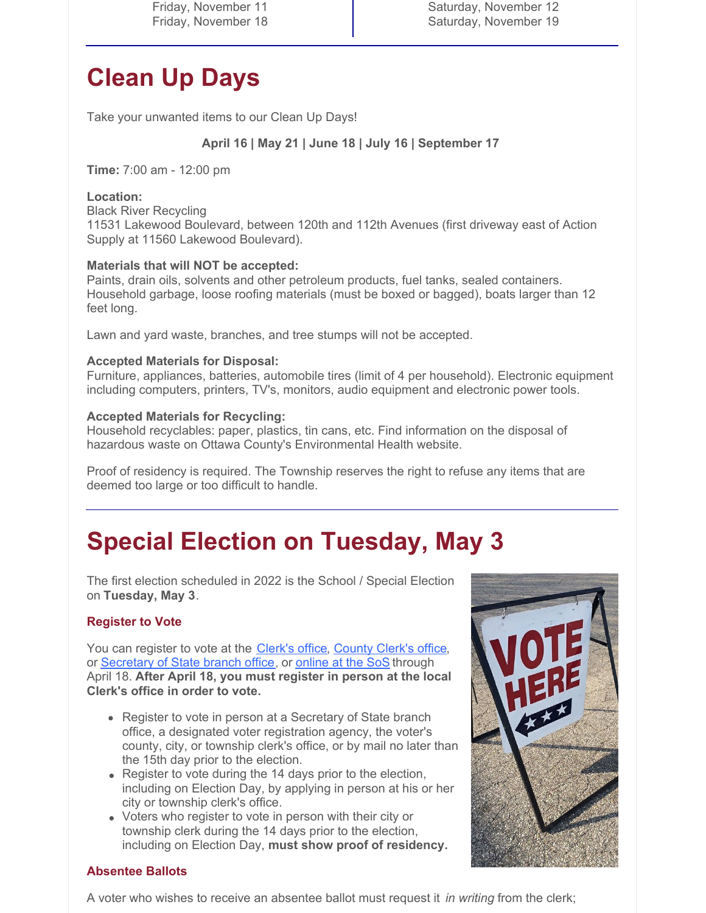| Friday, November 11 | Saturday, November 12 |
| --- | --- |
| Friday, November 18 | Saturday, November 19 |

# Clean Up Days

Take your unwanted items to our Clean Up Days!

**April 16 | May 21 | June 18 | July 16 | September 17**

**Time:** 7:00 am - 12:00 pm

**Location:**
Black River Recycling
11531 Lakewood Boulevard, between 120th and 112th Avenues (first driveway east of Action Supply at 11560 Lakewood Boulevard).

**Materials that will NOT be accepted:**
Paints, drain oils, solvents and other petroleum products, fuel tanks, sealed containers. Household garbage, loose roofing materials (must be boxed or bagged), boats larger than 12 feet long.

Lawn and yard waste, branches, and tree stumps will not be accepted.

**Accepted Materials for Disposal:**
Furniture, appliances, batteries, automobile tires (limit of 4 per household). Electronic equipment including computers, printers, TV's, monitors, audio equipment and electronic power tools.

**Accepted Materials for Recycling:**
Household recyclables: paper, plastics, tin cans, etc. Find information on the disposal of hazardous waste on Ottawa County's Environmental Health website.

Proof of residency is required. The Township reserves the right to refuse any items that are deemed too large or too difficult to handle.

# Special Election on Tuesday, May 3

The first election scheduled in 2022 is the School / Special Election on **Tuesday, May 3**.

### Register to Vote

You can register to vote at the Clerk's office, County Clerk's office, or Secretary of State branch office, or online at the SoS through April 18. **After April 18, you must register in person at the local Clerk's office in order to vote.**

- Register to vote in person at a Secretary of State branch office, a designated voter registration agency, the voter's county, city, or township clerk's office, or by mail no later than the 15th day prior to the election.
- Register to vote during the 14 days prior to the election, including on Election Day, by applying in person at his or her city or township clerk's office.
- Voters who register to vote in person with their city or township clerk during the 14 days prior to the election, including on Election Day, **must show proof of residency.**

### Absentee Ballots

A voter who wishes to receive an absentee ballot must request it *in writing* from the clerk;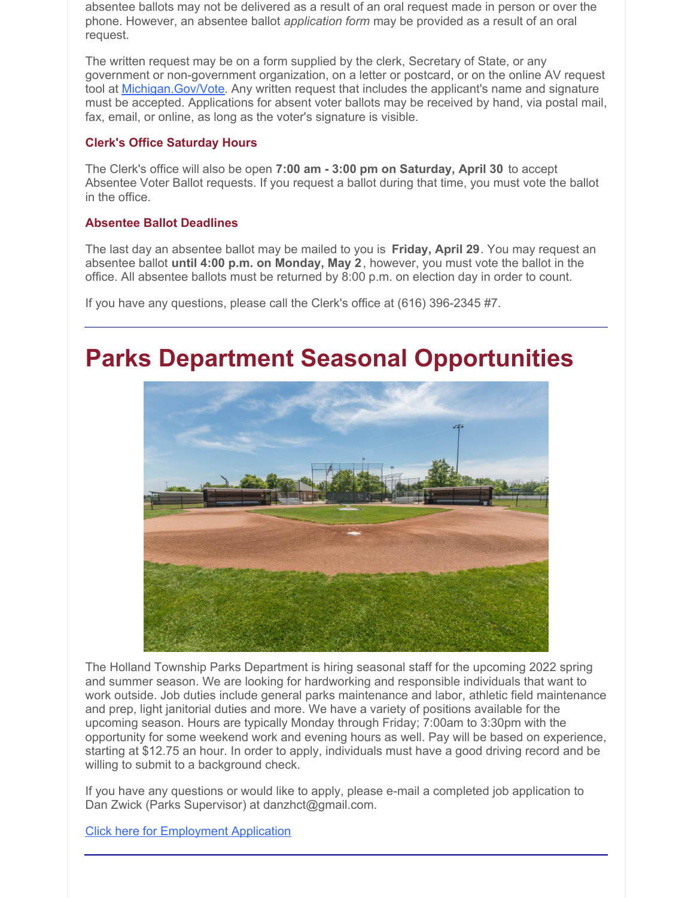absentee ballots may not be delivered as a result of an oral request made in person or over the phone. However, an absentee ballot *application form* may be provided as a result of an oral request.

The written request may be on a form supplied by the clerk, Secretary of State, or any government or non-government organization, on a letter or postcard, or on the online AV request tool at [Michigan.Gov/Vote](Michigan.Gov/Vote). Any written request that includes the applicant's name and signature must be accepted. Applications for absent voter ballots may be received by hand, via postal mail, fax, email, or online, as long as the voter's signature is visible.

### Clerk's Office Saturday Hours

The Clerk's office will also be open **7:00 am - 3:00 pm on Saturday, April 30** to accept Absentee Voter Ballot requests. If you request a ballot during that time, you must vote the ballot in the office.

### Absentee Ballot Deadlines

The last day an absentee ballot may be mailed to you is **Friday, April 29**. You may request an absentee ballot **until 4:00 p.m. on Monday, May 2**, however, you must vote the ballot in the office. All absentee ballots must be returned by 8:00 p.m. on election day in order to count.

If you have any questions, please call the Clerk's office at (616) 396-2345 #7.

---

# Parks Department Seasonal Opportunities

The Holland Township Parks Department is hiring seasonal staff for the upcoming 2022 spring and summer season. We are looking for hardworking and responsible individuals that want to work outside. Job duties include general parks maintenance and labor, athletic field maintenance and prep, light janitorial duties and more. We have a variety of positions available for the upcoming season. Hours are typically Monday through Friday; 7:00am to 3:30pm with the opportunity for some weekend work and evening hours as well. Pay will be based on experience, starting at $12.75 an hour. In order to apply, individuals must have a good driving record and be willing to submit to a background check.

If you have any questions or would like to apply, please e-mail a completed job application to Dan Zwick (Parks Supervisor) at danzhct@gmail.com.

Click here for Employment Application

---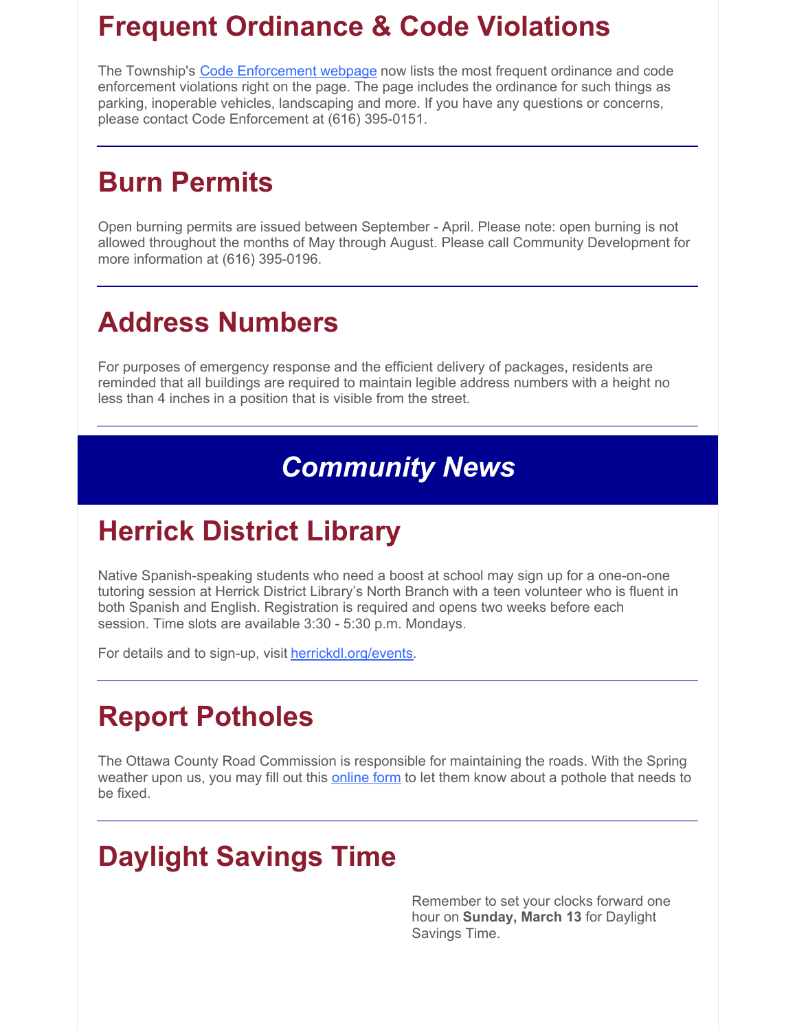# Frequent Ordinance & Code Violations

The Township's Code Enforcement webpage now lists the most frequent ordinance and code enforcement violations right on the page. The page includes the ordinance for such things as parking, inoperable vehicles, landscaping and more. If you have any questions or concerns, please contact Code Enforcement at (616) 395-0151.

---

# Burn Permits

Open burning permits are issued between September - April. Please note: open burning is not allowed throughout the months of May through August. Please call Community Development for more information at (616) 395-0196.

---

# Address Numbers

For purposes of emergency response and the efficient delivery of packages, residents are reminded that all buildings are required to maintain legible address numbers with a height no less than 4 inches in a position that is visible from the street.

---

## *Community News*

# Herrick District Library

Native Spanish-speaking students who need a boost at school may sign up for a one-on-one tutoring session at Herrick District Library's North Branch with a teen volunteer who is fluent in both Spanish and English. Registration is required and opens two weeks before each session. Time slots are available 3:30 - 5:30 p.m. Mondays.

For details and to sign-up, visit herrickdl.org/events.

---

# Report Potholes

The Ottawa County Road Commission is responsible for maintaining the roads. With the Spring weather upon us, you may fill out this online form to let them know about a pothole that needs to be fixed.

---

# Daylight Savings Time

Remember to set your clocks forward one hour on **Sunday, March 13** for Daylight Savings Time.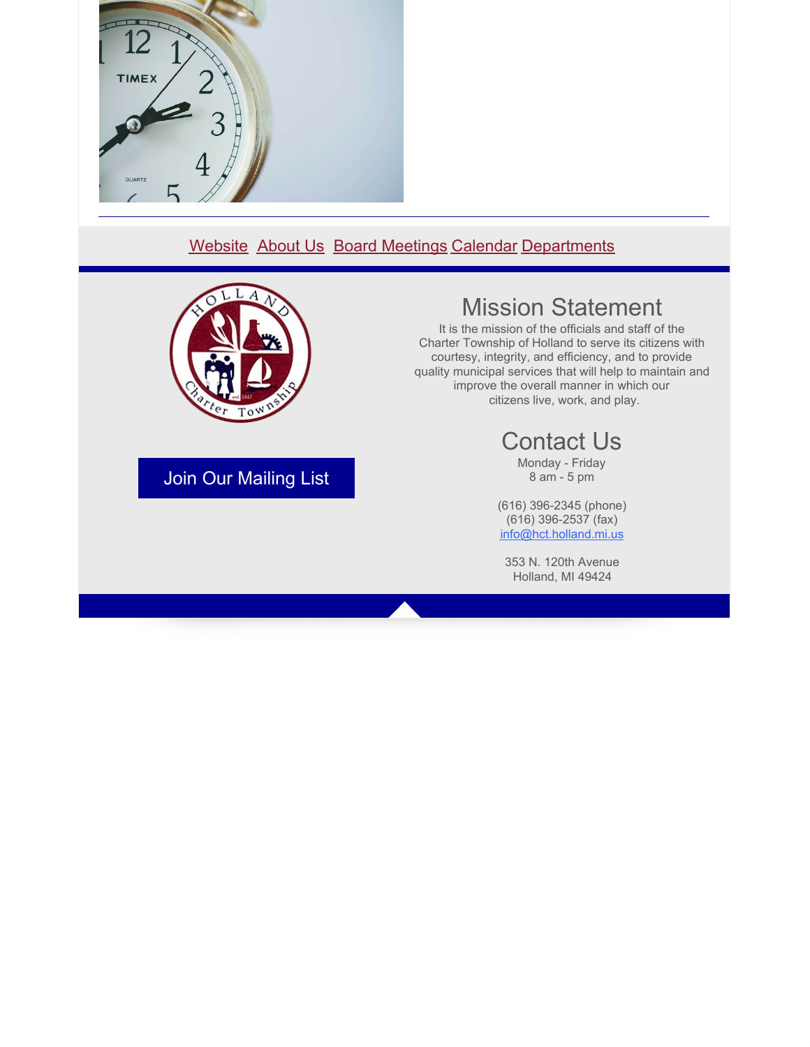---

Website About Us Board Meetings Calendar Departments

Join Our Mailing List

## Mission Statement

It is the mission of the officials and staff of the Charter Township of Holland to serve its citizens with courtesy, integrity, and efficiency, and to provide quality municipal services that will help to maintain and improve the overall manner in which our citizens live, work, and play.

## Contact Us

Monday - Friday
8 am - 5 pm

(616) 396-2345 (phone)
(616) 396-2537 (fax)
info@hct.holland.mi.us

353 N. 120th Avenue
Holland, MI 49424